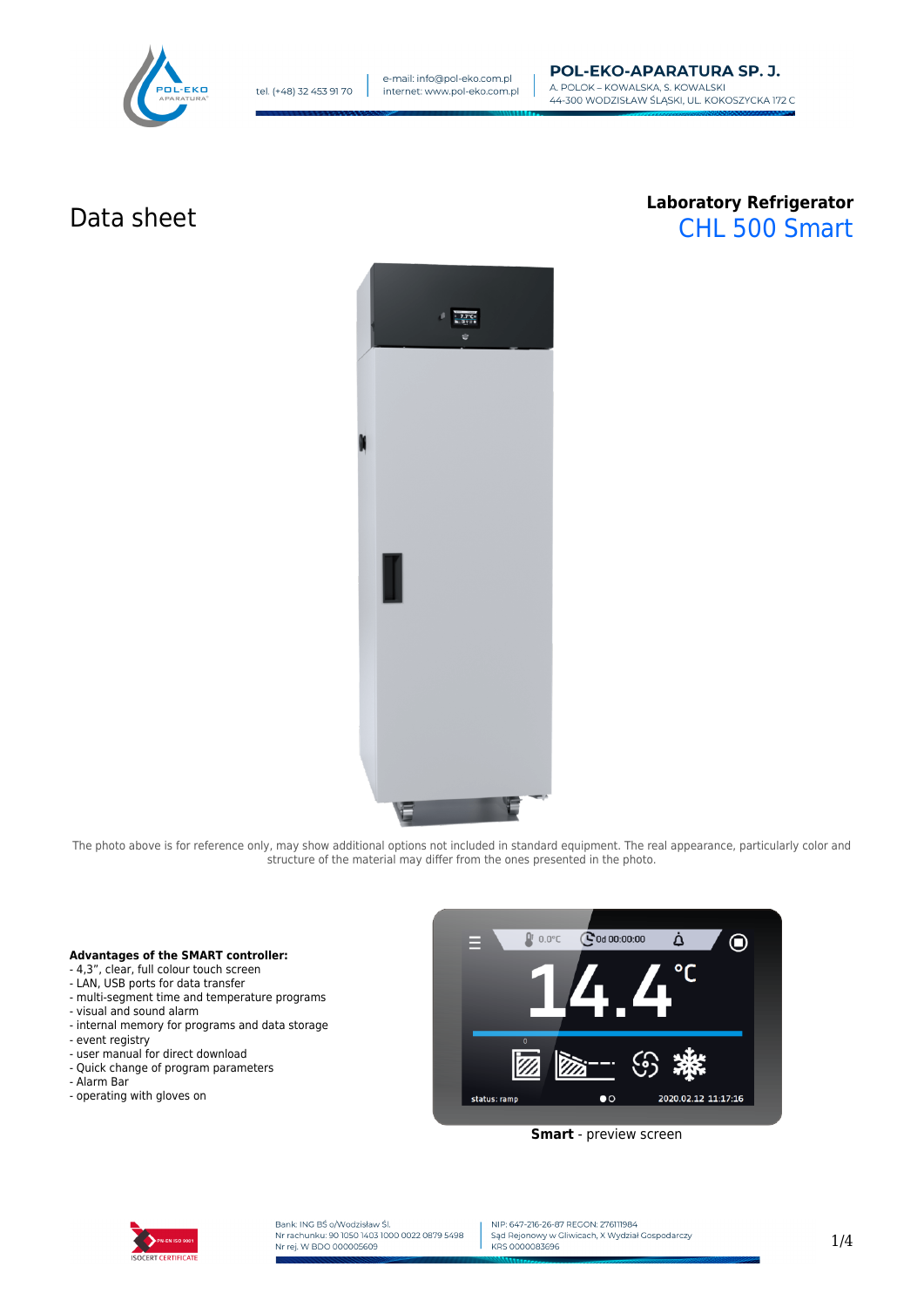# Data sheet

**Laboratory Refrigerator**

## CHL 500 Smart

The photo above is for reference only, may show additional options not included in standard equipment. The real appearance, particularly color and structure of the material may differ from the ones presented in the photo.

**Advantages of the SMART controller:**
- 4,3", clear, full colour touch screen
- LAN, USB ports for data transfer
- multi-segment time and temperature programs
- visual and sound alarm
- internal memory for programs and data storage
- event registry
- user manual for direct download
- Quick change of program parameters
- Alarm Bar
- operating with gloves on

**Smart** - preview screen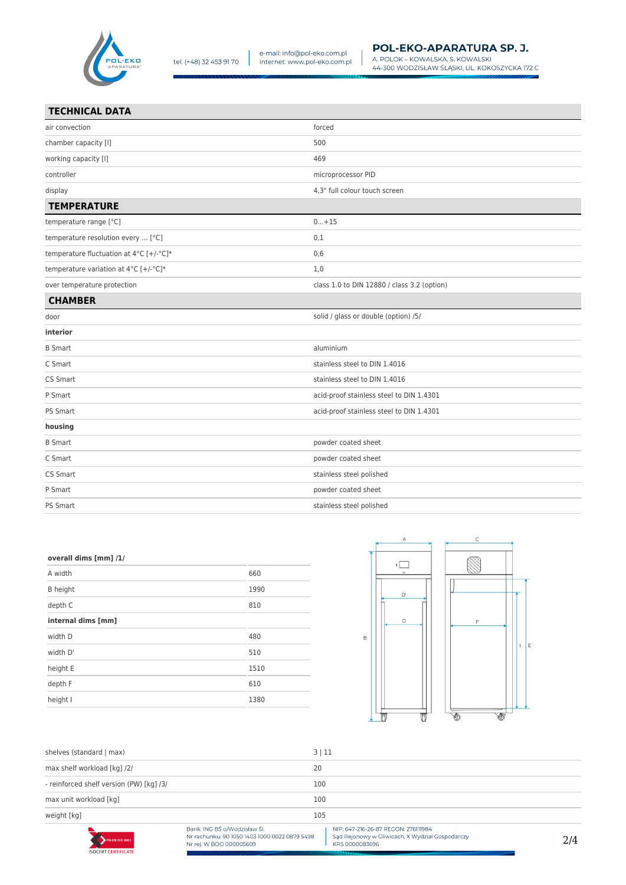## TECHNICAL DATA

| | |
|---|---|
| air convection | forced |
| chamber capacity [l] | 500 |
| working capacity [l] | 469 |
| controller | microprocessor PID |
| display | 4,3" full colour touch screen |

## TEMPERATURE

| | |
|---|---|
| temperature range [°C] | 0...+15 |
| temperature resolution every ... [°C] | 0,1 |
| temperature fluctuation at 4°C [+/-°C]* | 0,6 |
| temperature variation at 4°C [+/-°C]* | 1,0 |
| over temperature protection | class 1.0 to DIN 12880 / class 3.2 (option) |

## CHAMBER

| | |
|---|---|
| door | solid / glass or double (option) /5/ |
| **interior** | |
| B Smart | aluminium |
| C Smart | stainless steel to DIN 1.4016 |
| CS Smart | stainless steel to DIN 1.4016 |
| P Smart | acid-proof stainless steel to DIN 1.4301 |
| PS Smart | acid-proof stainless steel to DIN 1.4301 |
| **housing** | |
| B Smart | powder coated sheet |
| C Smart | powder coated sheet |
| CS Smart | stainless steel polished |
| P Smart | powder coated sheet |
| PS Smart | stainless steel polished |

| **overall dims [mm] /1/** | |
|---|---|
| A width | 660 |
| B height | 1990 |
| depth C | 810 |
| **internal dims [mm]** | |
| width D | 480 |
| width D' | 510 |
| height E | 1510 |
| depth F | 610 |
| height I | 1380 |

| | |
|---|---|
| shelves (standard \| max) | 3 \| 11 |
| max shelf workload [kg] /2/ | 20 |
| - reinforced shelf version (PW) [kg] /3/ | 100 |
| max unit workload [kg] | 100 |
| weight [kg] | 105 |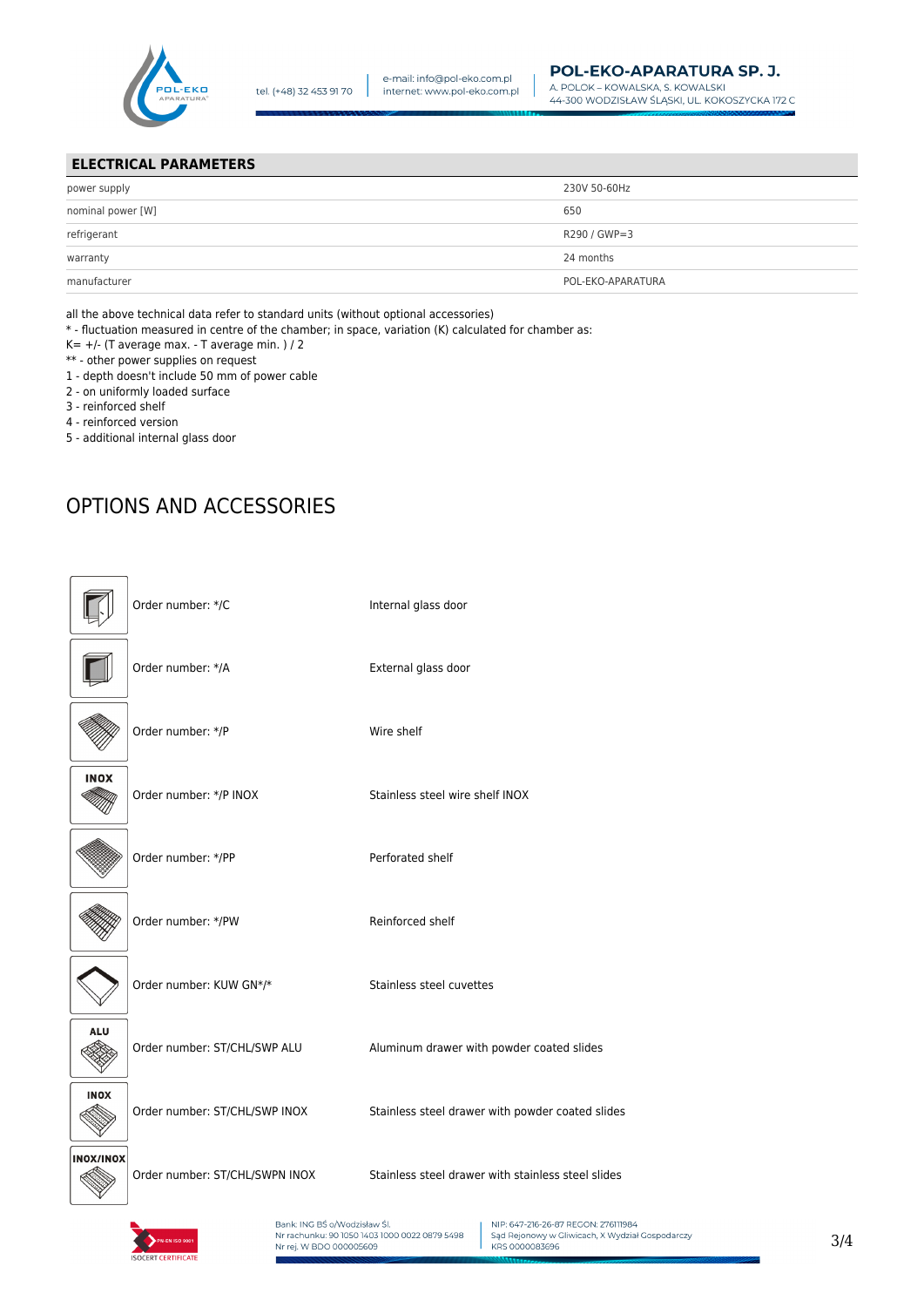## ELECTRICAL PARAMETERS

| | |
|---|---|
| power supply | 230V 50-60Hz |
| nominal power [W] | 650 |
| refrigerant | R290 / GWP=3 |
| warranty | 24 months |
| manufacturer | POL-EKO-APARATURA |

all the above technical data refer to standard units (without optional accessories)
* - fluctuation measured in centre of the chamber; in space, variation (K) calculated for chamber as:
K= +/- (T average max. - T average min. ) / 2
** - other power supplies on request
1 - depth doesn't include 50 mm of power cable
2 - on uniformly loaded surface
3 - reinforced shelf
4 - reinforced version
5 - additional internal glass door

# OPTIONS AND ACCESSORIES

| Order number | Description |
|---|---|
| Order number: */C | Internal glass door |
| Order number: */A | External glass door |
| Order number: */P | Wire shelf |
| Order number: */P INOX | Stainless steel wire shelf INOX |
| Order number: */PP | Perforated shelf |
| Order number: */PW | Reinforced shelf |
| Order number: KUW GN*/* | Stainless steel cuvettes |
| Order number: ST/CHL/SWP ALU | Aluminum drawer with powder coated slides |
| Order number: ST/CHL/SWP INOX | Stainless steel drawer with powder coated slides |
| Order number: ST/CHL/SWPN INOX | Stainless steel drawer with stainless steel slides |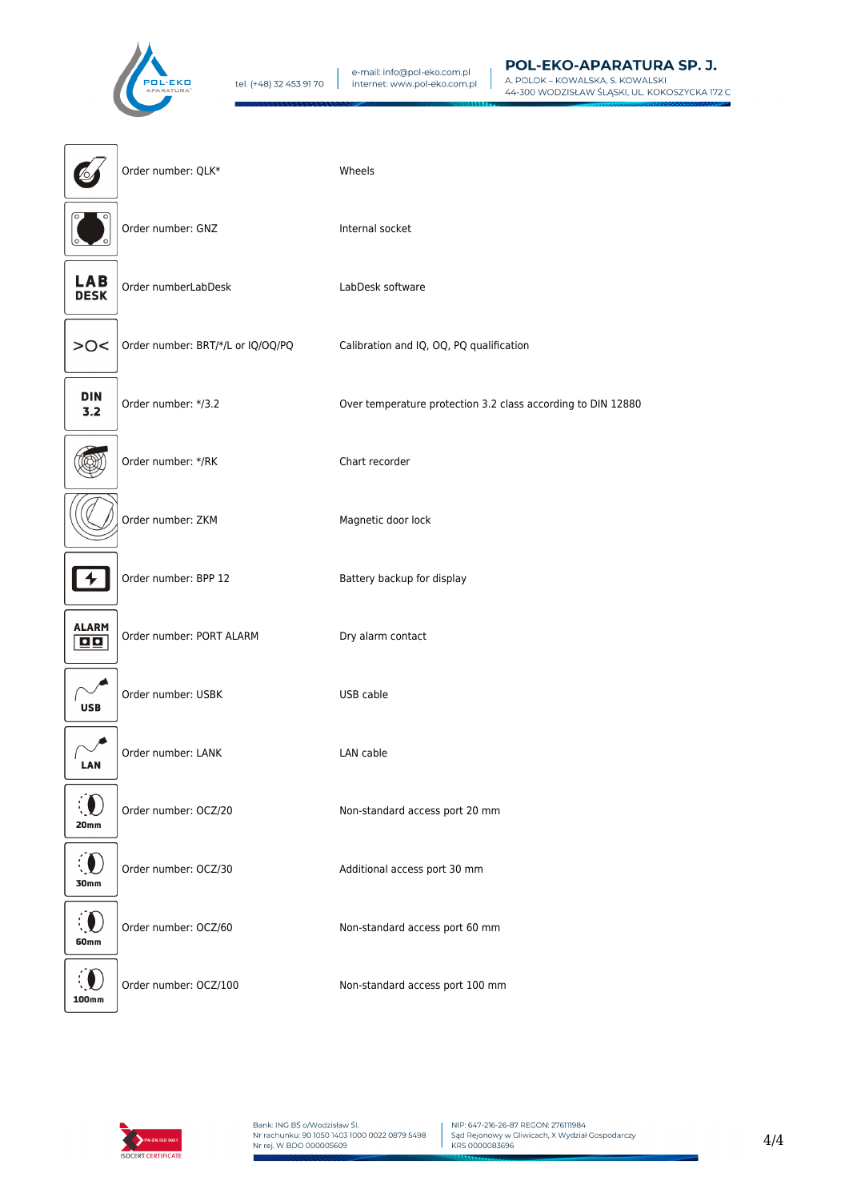| | | |
|---|---|---|
| | Order number: QLK* | Wheels |
| | Order number: GNZ | Internal socket |
| LAB DESK | Order numberLabDesk | LabDesk software |
| >O< | Order number: BRT/*/L or IQ/OQ/PQ | Calibration and IQ, OQ, PQ qualification |
| DIN 3.2 | Order number: */3.2 | Over temperature protection 3.2 class according to DIN 12880 |
| | Order number: */RK | Chart recorder |
| | Order number: ZKM | Magnetic door lock |
| | Order number: BPP 12 | Battery backup for display |
| ALARM | Order number: PORT ALARM | Dry alarm contact |
| USB | Order number: USBK | USB cable |
| LAN | Order number: LANK | LAN cable |
| 20mm | Order number: OCZ/20 | Non-standard access port 20 mm |
| 30mm | Order number: OCZ/30 | Additional access port 30 mm |
| 60mm | Order number: OCZ/60 | Non-standard access port 60 mm |
| 100mm | Order number: OCZ/100 | Non-standard access port 100 mm |